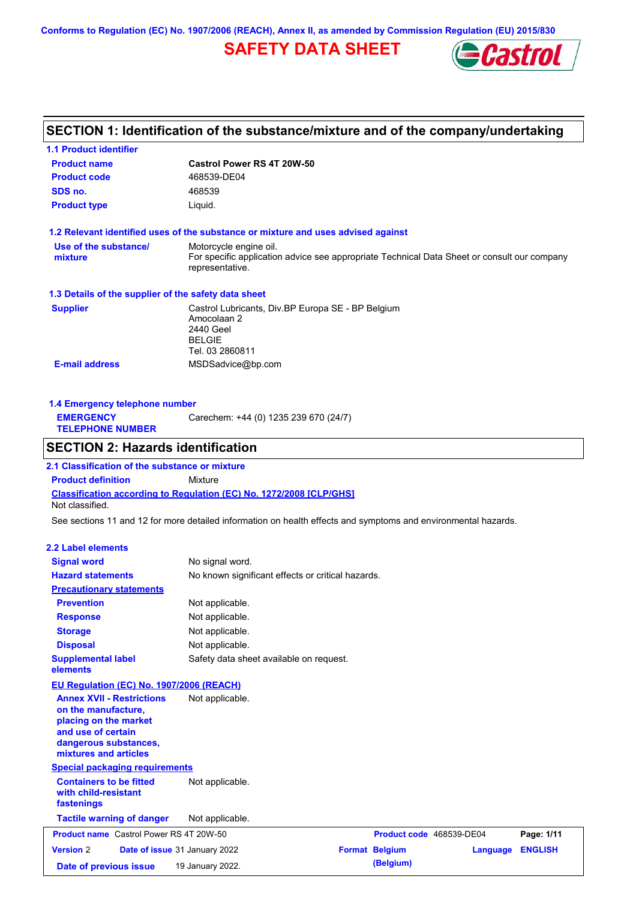Conforms to Regulation (EC) No. 1907/2006 (REACH), Annex II, as amended by Commission Regulation (EU) 2015/830

# SAFETY DATA SHEET

## SECTION 1: Identification of the substance/mixture and of the company/undertaking

### 1.1 Product identifier

| | |
|---|---|
| **Product name** | **Castrol Power RS 4T 20W-50** |
| **Product code** | 468539-DE04 |
| **SDS no.** | 468539 |
| **Product type** | Liquid. |

### 1.2 Relevant identified uses of the substance or mixture and uses advised against

| | |
|---|---|
| **Use of the substance/ mixture** | Motorcycle engine oil. For specific application advice see appropriate Technical Data Sheet or consult our company representative. |

### 1.3 Details of the supplier of the safety data sheet

| | |
|---|---|
| **Supplier** | Castrol Lubricants, Div.BP Europa SE - BP Belgium<br>Amocolaan 2<br>2440 Geel<br>BELGIE<br>Tel. 03 2860811 |
| **E-mail address** | MSDSadvice@bp.com |

### 1.4 Emergency telephone number

| | |
|---|---|
| **EMERGENCY TELEPHONE NUMBER** | Carechem: +44 (0) 1235 239 670 (24/7) |

## SECTION 2: Hazards identification

### 2.1 Classification of the substance or mixture

**Product definition** Mixture

**Classification according to Regulation (EC) No. 1272/2008 [CLP/GHS]**

Not classified.

See sections 11 and 12 for more detailed information on health effects and symptoms and environmental hazards.

### 2.2 Label elements

| | |
|---|---|
| **Signal word** | No signal word. |
| **Hazard statements** | No known significant effects or critical hazards. |
| **Precautionary statements** | |
| **Prevention** | Not applicable. |
| **Response** | Not applicable. |
| **Storage** | Not applicable. |
| **Disposal** | Not applicable. |
| **Supplemental label elements** | Safety data sheet available on request. |

**EU Regulation (EC) No. 1907/2006 (REACH)**

| | |
|---|---|
| **Annex XVII - Restrictions on the manufacture, placing on the market and use of certain dangerous substances, mixtures and articles** | Not applicable. |

**Special packaging requirements**

| | |
|---|---|
| **Containers to be fitted with child-resistant fastenings** | Not applicable. |
| **Tactile warning of danger** | Not applicable. |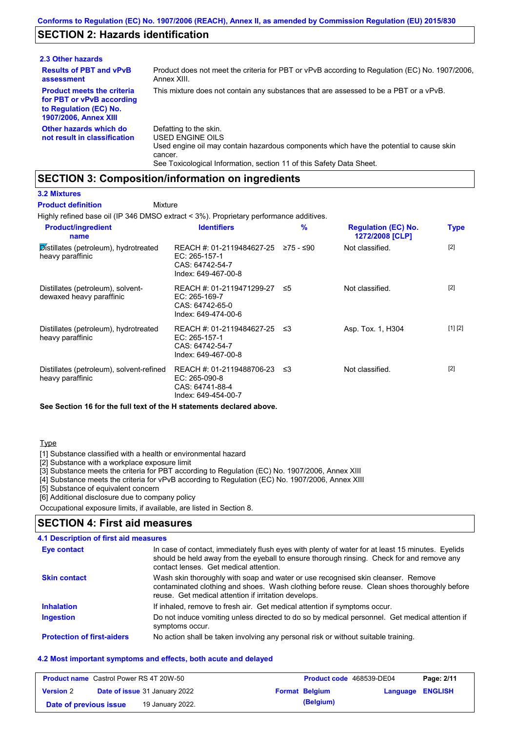## SECTION 2: Hazards identification

### 2.3 Other hazards

**Results of PBT and vPvB assessment**
Product does not meet the criteria for PBT or vPvB according to Regulation (EC) No. 1907/2006, Annex XIII.

**Product meets the criteria for PBT or vPvB according to Regulation (EC) No. 1907/2006, Annex XIII**
This mixture does not contain any substances that are assessed to be a PBT or a vPvB.

**Other hazards which do not result in classification**
Defatting to the skin.
USED ENGINE OILS
Used engine oil may contain hazardous components which have the potential to cause skin cancer.
See Toxicological Information, section 11 of this Safety Data Sheet.

## SECTION 3: Composition/information on ingredients

### 3.2 Mixtures

**Product definition** Mixture

Highly refined base oil (IP 346 DMSO extract < 3%). Proprietary performance additives.

| Product/ingredient name | Identifiers | % | Regulation (EC) No. 1272/2008 [CLP] | Type |
|---|---|---|---|---|
| Distillates (petroleum), hydrotreated heavy paraffinic | REACH #: 01-2119484627-25<br>EC: 265-157-1<br>CAS: 64742-54-7<br>Index: 649-467-00-8 | ≥75 - ≤90 | Not classified. | [2] |
| Distillates (petroleum), solvent-dewaxed heavy paraffinic | REACH #: 01-2119471299-27<br>EC: 265-169-7<br>CAS: 64742-65-0<br>Index: 649-474-00-6 | ≤5 | Not classified. | [2] |
| Distillates (petroleum), hydrotreated heavy paraffinic | REACH #: 01-2119484627-25<br>EC: 265-157-1<br>CAS: 64742-54-7<br>Index: 649-467-00-8 | ≤3 | Asp. Tox. 1, H304 | [1] [2] |
| Distillates (petroleum), solvent-refined heavy paraffinic | REACH #: 01-2119488706-23<br>EC: 265-090-8<br>CAS: 64741-88-4<br>Index: 649-454-00-7 | ≤3 | Not classified. | [2] |

**See Section 16 for the full text of the H statements declared above.**

Type

[1] Substance classified with a health or environmental hazard
[2] Substance with a workplace exposure limit
[3] Substance meets the criteria for PBT according to Regulation (EC) No. 1907/2006, Annex XIII
[4] Substance meets the criteria for vPvB according to Regulation (EC) No. 1907/2006, Annex XIII
[5] Substance of equivalent concern
[6] Additional disclosure due to company policy

Occupational exposure limits, if available, are listed in Section 8.

## SECTION 4: First aid measures

### 4.1 Description of first aid measures

**Eye contact**
In case of contact, immediately flush eyes with plenty of water for at least 15 minutes. Eyelids should be held away from the eyeball to ensure thorough rinsing. Check for and remove any contact lenses. Get medical attention.

**Skin contact**
Wash skin thoroughly with soap and water or use recognised skin cleanser. Remove contaminated clothing and shoes. Wash clothing before reuse. Clean shoes thoroughly before reuse. Get medical attention if irritation develops.

**Inhalation**
If inhaled, remove to fresh air. Get medical attention if symptoms occur.

**Ingestion**
Do not induce vomiting unless directed to do so by medical personnel. Get medical attention if symptoms occur.

**Protection of first-aiders**
No action shall be taken involving any personal risk or without suitable training.

### 4.2 Most important symptoms and effects, both acute and delayed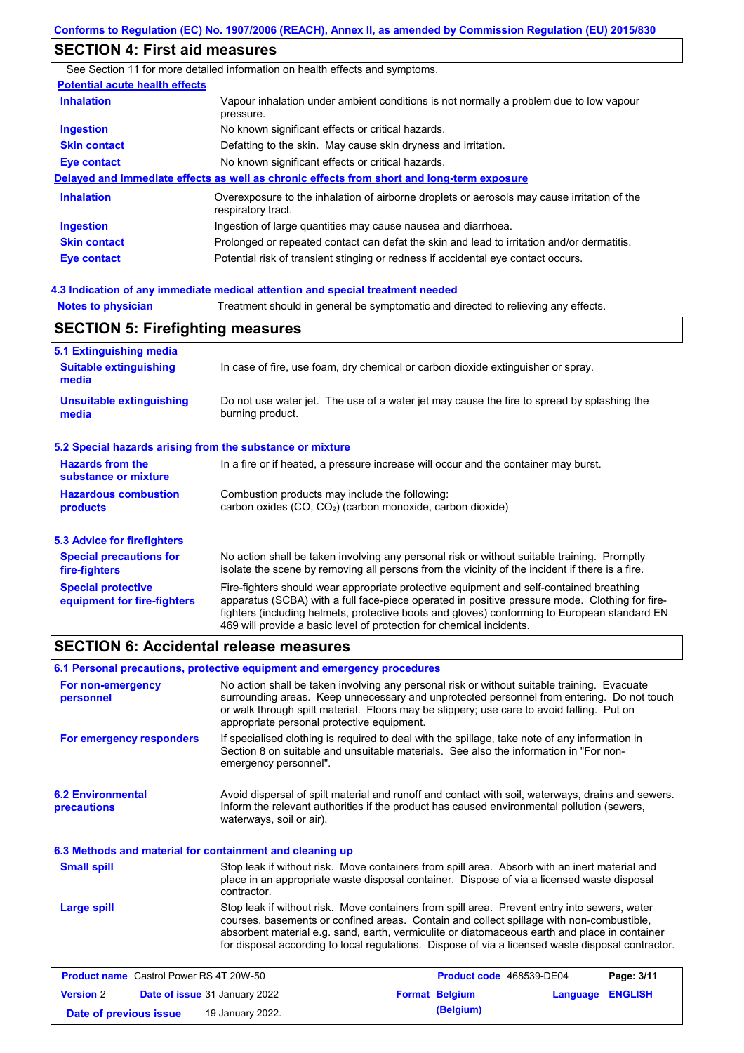## SECTION 4: First aid measures

See Section 11 for more detailed information on health effects and symptoms.

**Potential acute health effects**

| | |
|---|---|
| **Inhalation** | Vapour inhalation under ambient conditions is not normally a problem due to low vapour pressure. |
| **Ingestion** | No known significant effects or critical hazards. |
| **Skin contact** | Defatting to the skin. May cause skin dryness and irritation. |
| **Eye contact** | No known significant effects or critical hazards. |

**Delayed and immediate effects as well as chronic effects from short and long-term exposure**

| | |
|---|---|
| **Inhalation** | Overexposure to the inhalation of airborne droplets or aerosols may cause irritation of the respiratory tract. |
| **Ingestion** | Ingestion of large quantities may cause nausea and diarrhoea. |
| **Skin contact** | Prolonged or repeated contact can defat the skin and lead to irritation and/or dermatitis. |
| **Eye contact** | Potential risk of transient stinging or redness if accidental eye contact occurs. |

### 4.3 Indication of any immediate medical attention and special treatment needed

| | |
|---|---|
| **Notes to physician** | Treatment should in general be symptomatic and directed to relieving any effects. |

## SECTION 5: Firefighting measures

### 5.1 Extinguishing media

| | |
|---|---|
| **Suitable extinguishing media** | In case of fire, use foam, dry chemical or carbon dioxide extinguisher or spray. |
| **Unsuitable extinguishing media** | Do not use water jet. The use of a water jet may cause the fire to spread by splashing the burning product. |

### 5.2 Special hazards arising from the substance or mixture

| | |
|---|---|
| **Hazards from the substance or mixture** | In a fire or if heated, a pressure increase will occur and the container may burst. |
| **Hazardous combustion products** | Combustion products may include the following: carbon oxides (CO, $CO_2$) (carbon monoxide, carbon dioxide) |

### 5.3 Advice for firefighters

| | |
|---|---|
| **Special precautions for fire-fighters** | No action shall be taken involving any personal risk or without suitable training. Promptly isolate the scene by removing all persons from the vicinity of the incident if there is a fire. |
| **Special protective equipment for fire-fighters** | Fire-fighters should wear appropriate protective equipment and self-contained breathing apparatus (SCBA) with a full face-piece operated in positive pressure mode. Clothing for fire-fighters (including helmets, protective boots and gloves) conforming to European standard EN 469 will provide a basic level of protection for chemical incidents. |

## SECTION 6: Accidental release measures

### 6.1 Personal precautions, protective equipment and emergency procedures

| | |
|---|---|
| **For non-emergency personnel** | No action shall be taken involving any personal risk or without suitable training. Evacuate surrounding areas. Keep unnecessary and unprotected personnel from entering. Do not touch or walk through spilt material. Floors may be slippery; use care to avoid falling. Put on appropriate personal protective equipment. |
| **For emergency responders** | If specialised clothing is required to deal with the spillage, take note of any information in Section 8 on suitable and unsuitable materials. See also the information in "For non-emergency personnel". |

| | |
|---|---|
| **6.2 Environmental precautions** | Avoid dispersal of spilt material and runoff and contact with soil, waterways, drains and sewers. Inform the relevant authorities if the product has caused environmental pollution (sewers, waterways, soil or air). |

### 6.3 Methods and material for containment and cleaning up

| | |
|---|---|
| **Small spill** | Stop leak if without risk. Move containers from spill area. Absorb with an inert material and place in an appropriate waste disposal container. Dispose of via a licensed waste disposal contractor. |
| **Large spill** | Stop leak if without risk. Move containers from spill area. Prevent entry into sewers, water courses, basements or confined areas. Contain and collect spillage with non-combustible, absorbent material e.g. sand, earth, vermiculite or diatomaceous earth and place in container for disposal according to local regulations. Dispose of via a licensed waste disposal contractor. |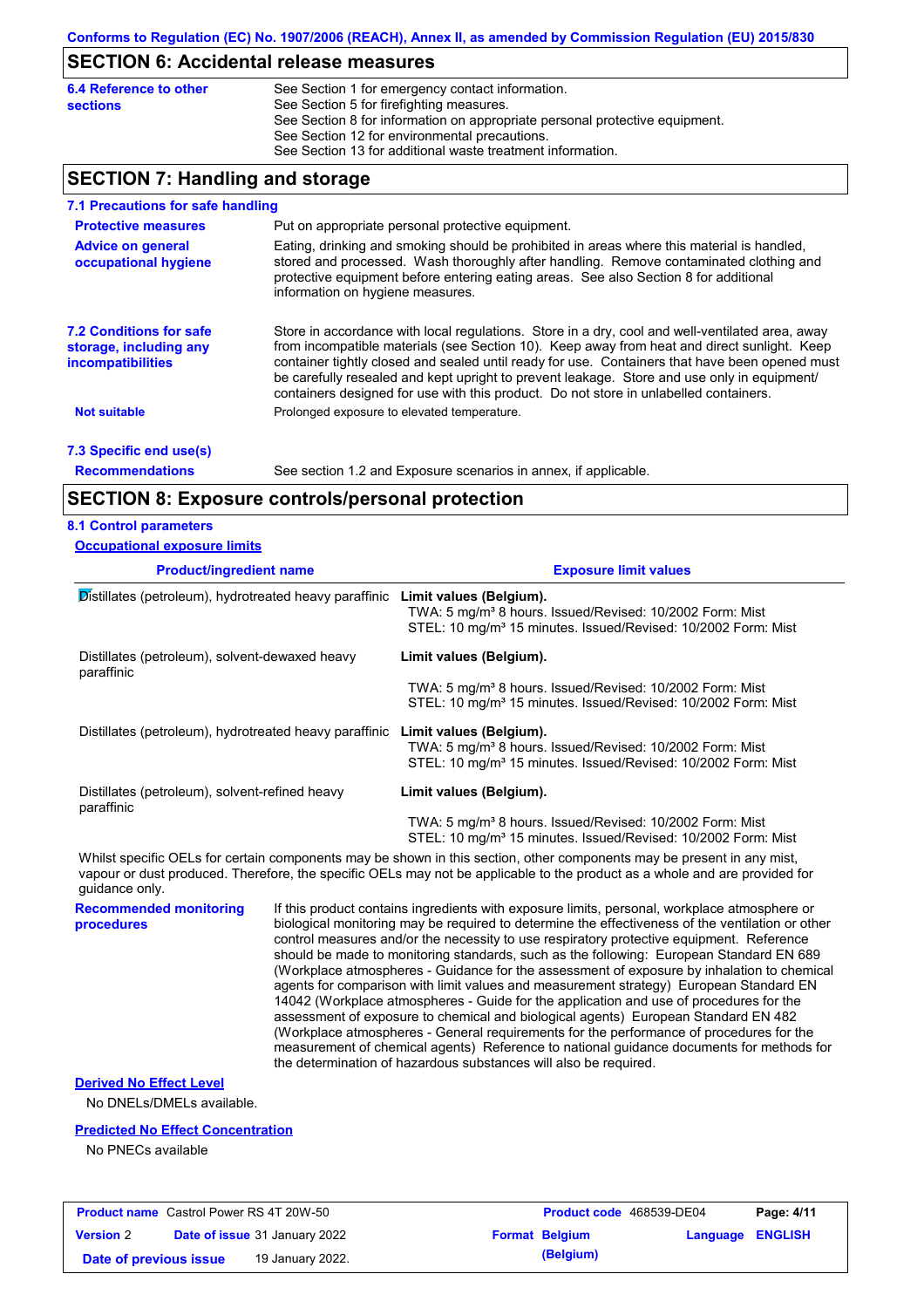## SECTION 6: Accidental release measures

**6.4 Reference to other sections**

See Section 1 for emergency contact information.
See Section 5 for firefighting measures.
See Section 8 for information on appropriate personal protective equipment.
See Section 12 for environmental precautions.
See Section 13 for additional waste treatment information.

## SECTION 7: Handling and storage

### 7.1 Precautions for safe handling

**Protective measures**

Put on appropriate personal protective equipment.

**Advice on general occupational hygiene**

Eating, drinking and smoking should be prohibited in areas where this material is handled, stored and processed. Wash thoroughly after handling. Remove contaminated clothing and protective equipment before entering eating areas. See also Section 8 for additional information on hygiene measures.

### 7.2 Conditions for safe storage, including any incompatibilities

Store in accordance with local regulations. Store in a dry, cool and well-ventilated area, away from incompatible materials (see Section 10). Keep away from heat and direct sunlight. Keep container tightly closed and sealed until ready for use. Containers that have been opened must be carefully resealed and kept upright to prevent leakage. Store and use only in equipment/ containers designed for use with this product. Do not store in unlabelled containers.

**Not suitable**

Prolonged exposure to elevated temperature.

### 7.3 Specific end use(s)

**Recommendations**

See section 1.2 and Exposure scenarios in annex, if applicable.

## SECTION 8: Exposure controls/personal protection

### 8.1 Control parameters

**Occupational exposure limits**

| Product/ingredient name | Exposure limit values |
|---|---|
| Distillates (petroleum), hydrotreated heavy paraffinic | **Limit values (Belgium).**<br>TWA: 5 mg/m³ 8 hours. Issued/Revised: 10/2002 Form: Mist<br>STEL: 10 mg/m³ 15 minutes. Issued/Revised: 10/2002 Form: Mist |
| Distillates (petroleum), solvent-dewaxed heavy paraffinic | **Limit values (Belgium).**<br>TWA: 5 mg/m³ 8 hours. Issued/Revised: 10/2002 Form: Mist<br>STEL: 10 mg/m³ 15 minutes. Issued/Revised: 10/2002 Form: Mist |
| Distillates (petroleum), hydrotreated heavy paraffinic | **Limit values (Belgium).**<br>TWA: 5 mg/m³ 8 hours. Issued/Revised: 10/2002 Form: Mist<br>STEL: 10 mg/m³ 15 minutes. Issued/Revised: 10/2002 Form: Mist |
| Distillates (petroleum), solvent-refined heavy paraffinic | **Limit values (Belgium).**<br>TWA: 5 mg/m³ 8 hours. Issued/Revised: 10/2002 Form: Mist<br>STEL: 10 mg/m³ 15 minutes. Issued/Revised: 10/2002 Form: Mist |

Whilst specific OELs for certain components may be shown in this section, other components may be present in any mist, vapour or dust produced. Therefore, the specific OELs may not be applicable to the product as a whole and are provided for guidance only.

**Recommended monitoring procedures**

If this product contains ingredients with exposure limits, personal, workplace atmosphere or biological monitoring may be required to determine the effectiveness of the ventilation or other control measures and/or the necessity to use respiratory protective equipment. Reference should be made to monitoring standards, such as the following: European Standard EN 689 (Workplace atmospheres - Guidance for the assessment of exposure by inhalation to chemical agents for comparison with limit values and measurement strategy) European Standard EN 14042 (Workplace atmospheres - Guide for the application and use of procedures for the assessment of exposure to chemical and biological agents) European Standard EN 482 (Workplace atmospheres - General requirements for the performance of procedures for the measurement of chemical agents) Reference to national guidance documents for methods for the determination of hazardous substances will also be required.

**Derived No Effect Level**

No DNELs/DMELs available.

**Predicted No Effect Concentration**

No PNECs available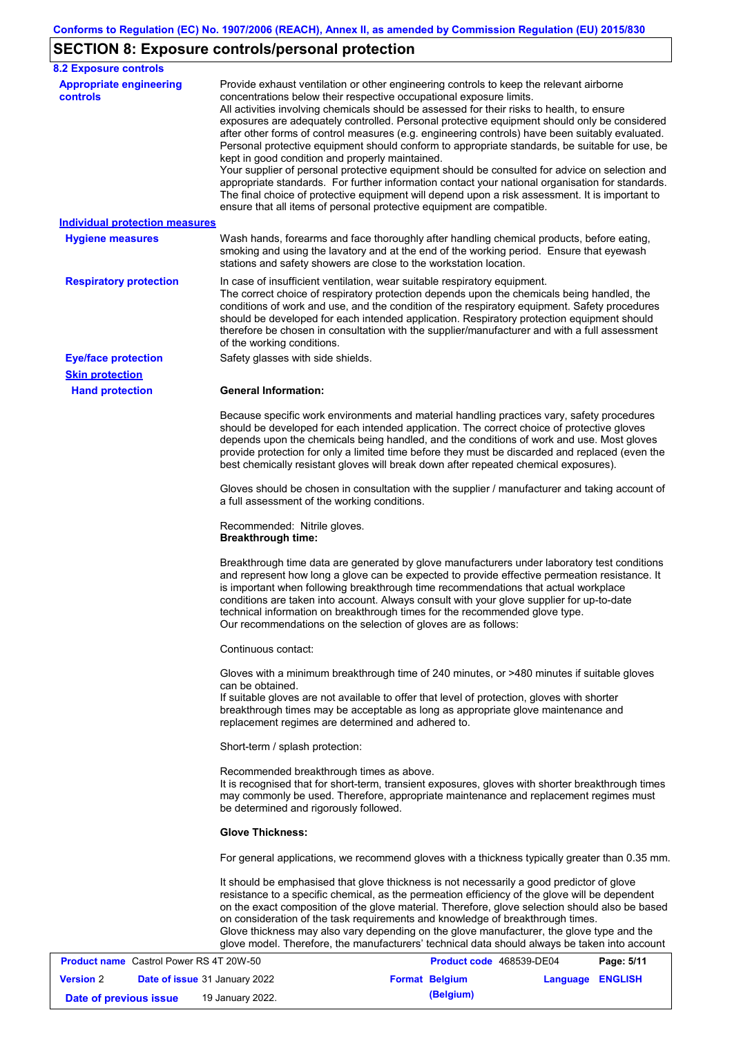## SECTION 8: Exposure controls/personal protection

### 8.2 Exposure controls

**Appropriate engineering controls**

Provide exhaust ventilation or other engineering controls to keep the relevant airborne concentrations below their respective occupational exposure limits.
All activities involving chemicals should be assessed for their risks to health, to ensure exposures are adequately controlled. Personal protective equipment should only be considered after other forms of control measures (e.g. engineering controls) have been suitably evaluated. Personal protective equipment should conform to appropriate standards, be suitable for use, be kept in good condition and properly maintained.
Your supplier of personal protective equipment should be consulted for advice on selection and appropriate standards. For further information contact your national organisation for standards.
The final choice of protective equipment will depend upon a risk assessment. It is important to ensure that all items of personal protective equipment are compatible.

**Individual protection measures**

**Hygiene measures**

Wash hands, forearms and face thoroughly after handling chemical products, before eating, smoking and using the lavatory and at the end of the working period. Ensure that eyewash stations and safety showers are close to the workstation location.

**Respiratory protection**

In case of insufficient ventilation, wear suitable respiratory equipment.
The correct choice of respiratory protection depends upon the chemicals being handled, the conditions of work and use, and the condition of the respiratory equipment. Safety procedures should be developed for each intended application. Respiratory protection equipment should therefore be chosen in consultation with the supplier/manufacturer and with a full assessment of the working conditions.

**Eye/face protection**

Safety glasses with side shields.

**Skin protection**

**Hand protection**

**General Information:**

Because specific work environments and material handling practices vary, safety procedures should be developed for each intended application. The correct choice of protective gloves depends upon the chemicals being handled, and the conditions of work and use. Most gloves provide protection for only a limited time before they must be discarded and replaced (even the best chemically resistant gloves will break down after repeated chemical exposures).

Gloves should be chosen in consultation with the supplier / manufacturer and taking account of a full assessment of the working conditions.

Recommended: Nitrile gloves.
**Breakthrough time:**

Breakthrough time data are generated by glove manufacturers under laboratory test conditions and represent how long a glove can be expected to provide effective permeation resistance. It is important when following breakthrough time recommendations that actual workplace conditions are taken into account. Always consult with your glove supplier for up-to-date technical information on breakthrough times for the recommended glove type.
Our recommendations on the selection of gloves are as follows:

Continuous contact:

Gloves with a minimum breakthrough time of 240 minutes, or >480 minutes if suitable gloves can be obtained.
If suitable gloves are not available to offer that level of protection, gloves with shorter breakthrough times may be acceptable as long as appropriate glove maintenance and replacement regimes are determined and adhered to.

Short-term / splash protection:

Recommended breakthrough times as above.
It is recognised that for short-term, transient exposures, gloves with shorter breakthrough times may commonly be used. Therefore, appropriate maintenance and replacement regimes must be determined and rigorously followed.

**Glove Thickness:**

For general applications, we recommend gloves with a thickness typically greater than 0.35 mm.

It should be emphasised that glove thickness is not necessarily a good predictor of glove resistance to a specific chemical, as the permeation efficiency of the glove will be dependent on the exact composition of the glove material. Therefore, glove selection should also be based on consideration of the task requirements and knowledge of breakthrough times.
Glove thickness may also vary depending on the glove manufacturer, the glove type and the glove model. Therefore, the manufacturers' technical data should always be taken into account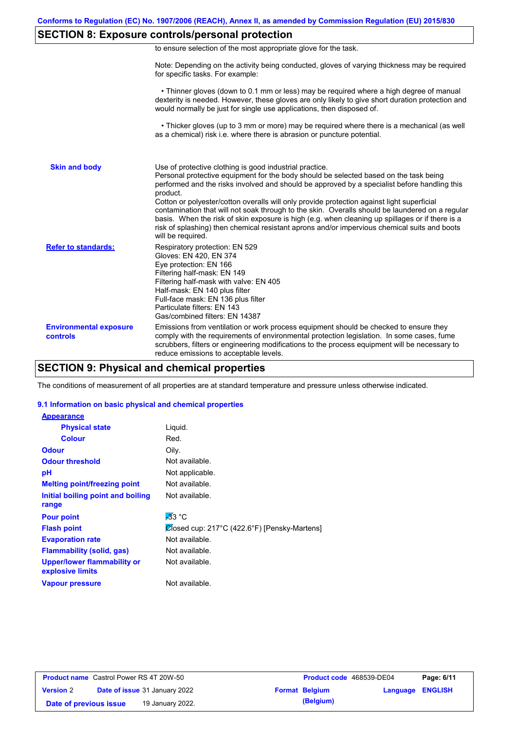## SECTION 8: Exposure controls/personal protection

to ensure selection of the most appropriate glove for the task.

Note: Depending on the activity being conducted, gloves of varying thickness may be required for specific tasks. For example:

• Thinner gloves (down to 0.1 mm or less) may be required where a high degree of manual dexterity is needed. However, these gloves are only likely to give short duration protection and would normally be just for single use applications, then disposed of.

• Thicker gloves (up to 3 mm or more) may be required where there is a mechanical (as well as a chemical) risk i.e. where there is abrasion or puncture potential.

| | |
|---|---|
| **Skin and body** | Use of protective clothing is good industrial practice. Personal protective equipment for the body should be selected based on the task being performed and the risks involved and should be approved by a specialist before handling this product. Cotton or polyester/cotton overalls will only provide protection against light superficial contamination that will not soak through to the skin. Overalls should be laundered on a regular basis. When the risk of skin exposure is high (e.g. when cleaning up spillages or if there is a risk of splashing) then chemical resistant aprons and/or impervious chemical suits and boots will be required. |
| **Refer to standards:** | Respiratory protection: EN 529<br>Gloves: EN 420, EN 374<br>Eye protection: EN 166<br>Filtering half-mask: EN 149<br>Filtering half-mask with valve: EN 405<br>Half-mask: EN 140 plus filter<br>Full-face mask: EN 136 plus filter<br>Particulate filters: EN 143<br>Gas/combined filters: EN 14387 |
| **Environmental exposure controls** | Emissions from ventilation or work process equipment should be checked to ensure they comply with the requirements of environmental protection legislation. In some cases, fume scrubbers, filters or engineering modifications to the process equipment will be necessary to reduce emissions to acceptable levels. |

## SECTION 9: Physical and chemical properties

The conditions of measurement of all properties are at standard temperature and pressure unless otherwise indicated.

### 9.1 Information on basic physical and chemical properties

| | |
|---|---|
| **Appearance** | |
| **Physical state** | Liquid. |
| **Colour** | Red. |
| **Odour** | Oily. |
| **Odour threshold** | Not available. |
| **pH** | Not applicable. |
| **Melting point/freezing point** | Not available. |
| **Initial boiling point and boiling range** | Not available. |
| **Pour point** | -33 °C |
| **Flash point** | Closed cup: 217°C (422.6°F) [Pensky-Martens] |
| **Evaporation rate** | Not available. |
| **Flammability (solid, gas)** | Not available. |
| **Upper/lower flammability or explosive limits** | Not available. |
| **Vapour pressure** | Not available. |

| | | | | | |
|---|---|---|---|---|---|
| **Product name** | Castrol Power RS 4T 20W-50 | **Product code** | 468539-DE04 | | |
| **Version** 2 | **Date of issue** 31 January 2022 | **Format** | **Belgium (Belgium)** | **Language** | **ENGLISH** |
| **Date of previous issue** | 19 January 2022. | | | | |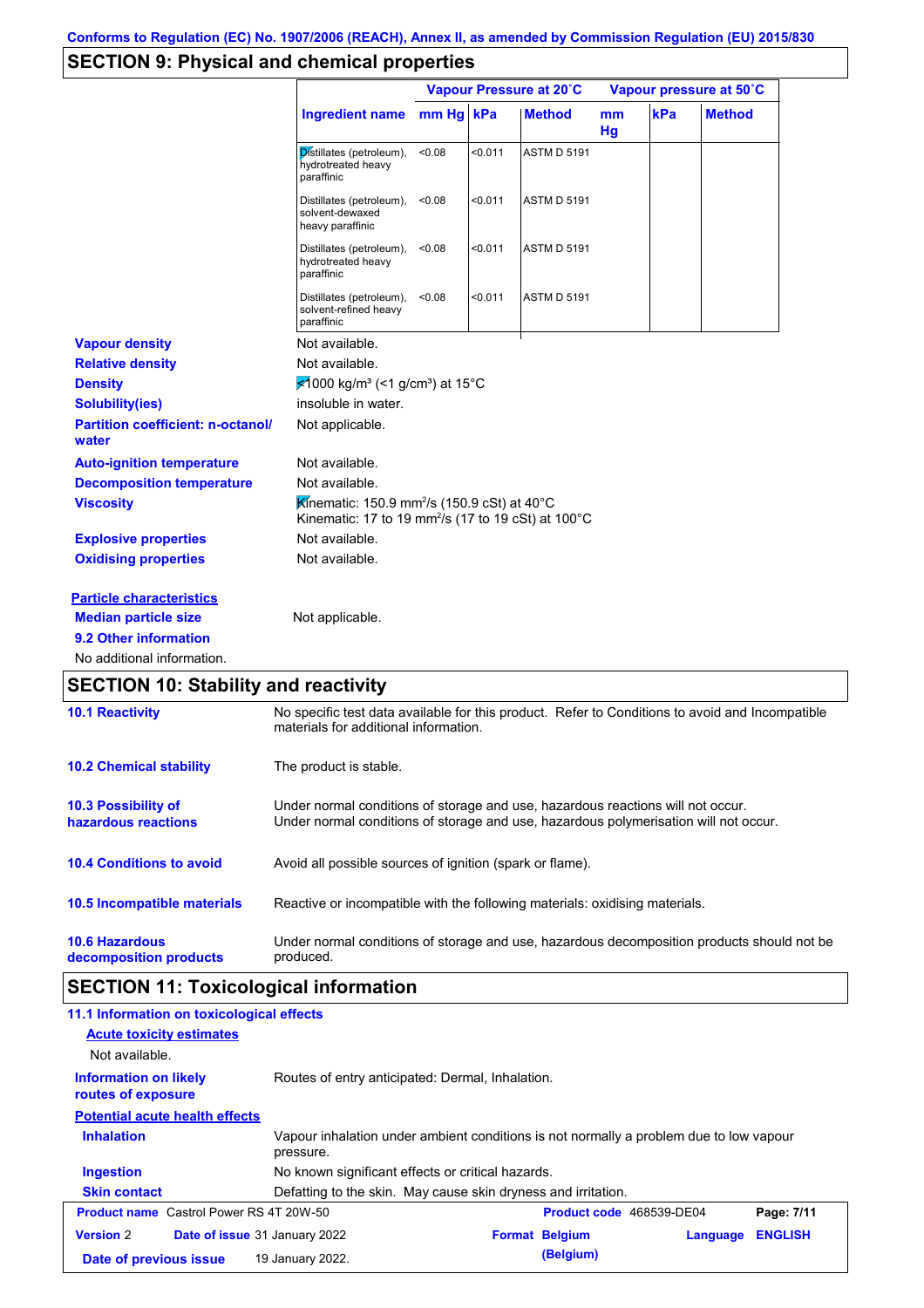## SECTION 9: Physical and chemical properties

| Ingredient name | Vapour Pressure at 20˚C | | | Vapour pressure at 50˚C | | |
|---|---|---|---|---|---|---|
| | mm Hg | kPa | Method | mm Hg | kPa | Method |
| Distillates (petroleum), hydrotreated heavy paraffinic | <0.08 | <0.011 | ASTM D 5191 | | | |
| Distillates (petroleum), solvent-dewaxed heavy paraffinic | <0.08 | <0.011 | ASTM D 5191 | | | |
| Distillates (petroleum), hydrotreated heavy paraffinic | <0.08 | <0.011 | ASTM D 5191 | | | |
| Distillates (petroleum), solvent-refined heavy paraffinic | <0.08 | <0.011 | ASTM D 5191 | | | |

**Vapour density**: Not available.

**Relative density**: Not available.

**Density**: <1000 kg/m³ (<1 g/cm³) at 15°C

**Solubility(ies)**: insoluble in water.

**Partition coefficient: n-octanol/water**: Not applicable.

**Auto-ignition temperature**: Not available.

**Decomposition temperature**: Not available.

**Viscosity**: Kinematic: 150.9 mm²/s (150.9 cSt) at 40°C
Kinematic: 17 to 19 mm²/s (17 to 19 cSt) at 100°C

**Explosive properties**: Not available.

**Oxidising properties**: Not available.

**Particle characteristics**

**Median particle size**: Not applicable.

### 9.2 Other information

No additional information.

## SECTION 10: Stability and reactivity

**10.1 Reactivity**: No specific test data available for this product. Refer to Conditions to avoid and Incompatible materials for additional information.

**10.2 Chemical stability**: The product is stable.

**10.3 Possibility of hazardous reactions**: Under normal conditions of storage and use, hazardous reactions will not occur.
Under normal conditions of storage and use, hazardous polymerisation will not occur.

**10.4 Conditions to avoid**: Avoid all possible sources of ignition (spark or flame).

**10.5 Incompatible materials**: Reactive or incompatible with the following materials: oxidising materials.

**10.6 Hazardous decomposition products**: Under normal conditions of storage and use, hazardous decomposition products should not be produced.

## SECTION 11: Toxicological information

### 11.1 Information on toxicological effects

**Acute toxicity estimates**

Not available.

**Information on likely routes of exposure**: Routes of entry anticipated: Dermal, Inhalation.

**Potential acute health effects**

**Inhalation**: Vapour inhalation under ambient conditions is not normally a problem due to low vapour pressure.

**Ingestion**: No known significant effects or critical hazards.

**Skin contact**: Defatting to the skin. May cause skin dryness and irritation.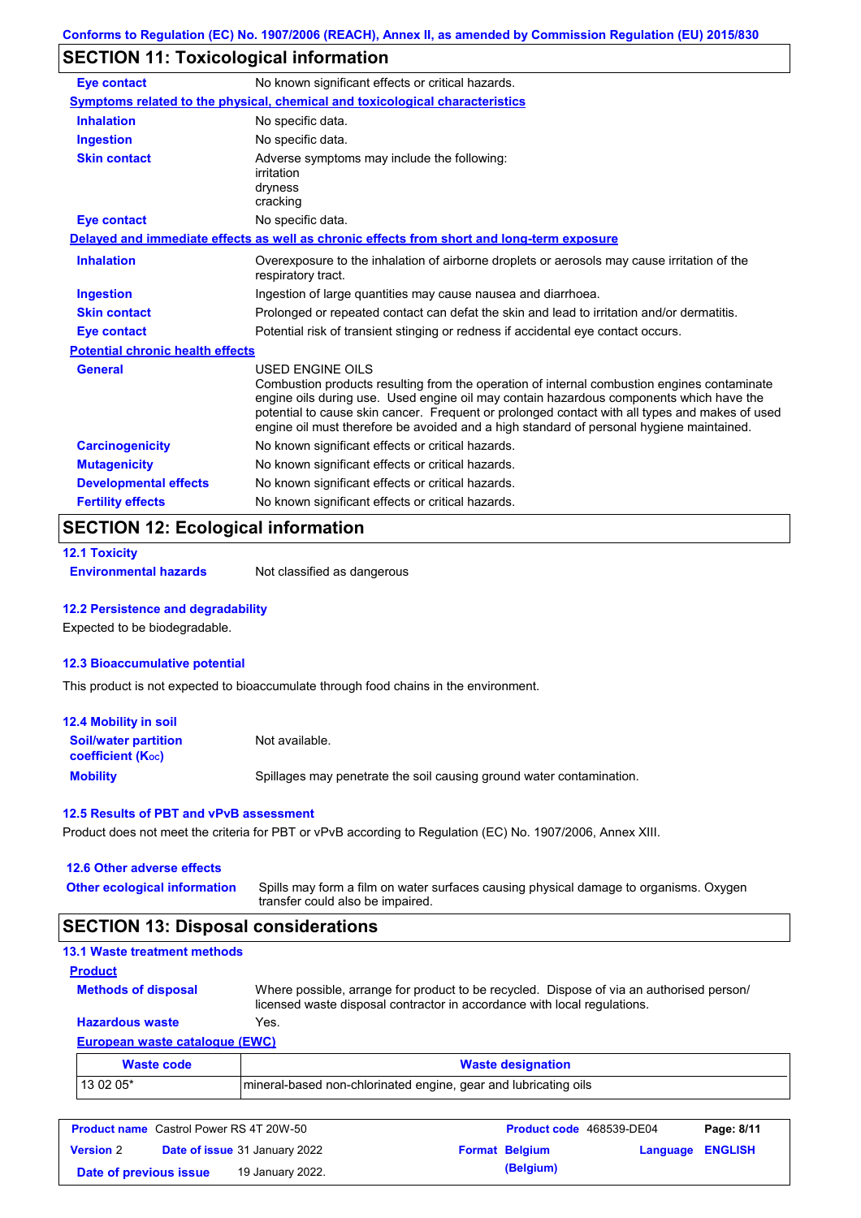## SECTION 11: Toxicological information

| | |
|---|---|
| **Eye contact** | No known significant effects or critical hazards. |

**Symptoms related to the physical, chemical and toxicological characteristics**

| | |
|---|---|
| **Inhalation** | No specific data. |
| **Ingestion** | No specific data. |
| **Skin contact** | Adverse symptoms may include the following: irritation dryness cracking |
| **Eye contact** | No specific data. |

**Delayed and immediate effects as well as chronic effects from short and long-term exposure**

| | |
|---|---|
| **Inhalation** | Overexposure to the inhalation of airborne droplets or aerosols may cause irritation of the respiratory tract. |
| **Ingestion** | Ingestion of large quantities may cause nausea and diarrhoea. |
| **Skin contact** | Prolonged or repeated contact can defat the skin and lead to irritation and/or dermatitis. |
| **Eye contact** | Potential risk of transient stinging or redness if accidental eye contact occurs. |

**Potential chronic health effects**

| | |
|---|---|
| **General** | USED ENGINE OILS<br>Combustion products resulting from the operation of internal combustion engines contaminate engine oils during use. Used engine oil may contain hazardous components which have the potential to cause skin cancer. Frequent or prolonged contact with all types and makes of used engine oil must therefore be avoided and a high standard of personal hygiene maintained. |
| **Carcinogenicity** | No known significant effects or critical hazards. |
| **Mutagenicity** | No known significant effects or critical hazards. |
| **Developmental effects** | No known significant effects or critical hazards. |
| **Fertility effects** | No known significant effects or critical hazards. |

## SECTION 12: Ecological information

### 12.1 Toxicity

| | |
|---|---|
| **Environmental hazards** | Not classified as dangerous |

### 12.2 Persistence and degradability

Expected to be biodegradable.

### 12.3 Bioaccumulative potential

This product is not expected to bioaccumulate through food chains in the environment.

### 12.4 Mobility in soil

| | |
|---|---|
| **Soil/water partition coefficient ($K_{OC}$)** | Not available. |
| **Mobility** | Spillages may penetrate the soil causing ground water contamination. |

### 12.5 Results of PBT and vPvB assessment

Product does not meet the criteria for PBT or vPvB according to Regulation (EC) No. 1907/2006, Annex XIII.

### 12.6 Other adverse effects

| | |
|---|---|
| **Other ecological information** | Spills may form a film on water surfaces causing physical damage to organisms. Oxygen transfer could also be impaired. |

## SECTION 13: Disposal considerations

### 13.1 Waste treatment methods

**Product**

| | |
|---|---|
| **Methods of disposal** | Where possible, arrange for product to be recycled. Dispose of via an authorised person/ licensed waste disposal contractor in accordance with local regulations. |
| **Hazardous waste** | Yes. |

**European waste catalogue (EWC)**

| Waste code | Waste designation |
|---|---|
| 13 02 05* | mineral-based non-chlorinated engine, gear and lubricating oils |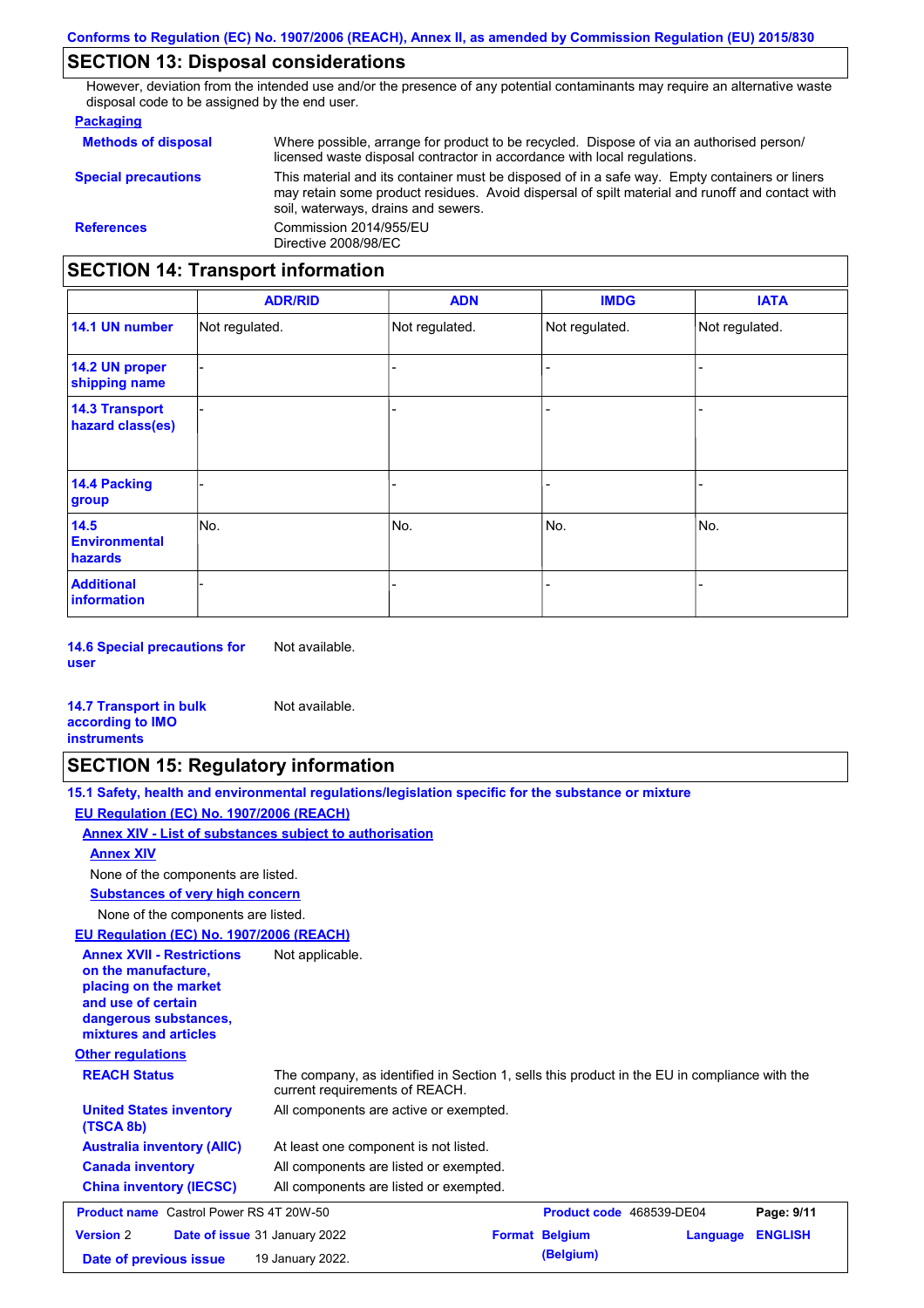## SECTION 13: Disposal considerations

However, deviation from the intended use and/or the presence of any potential contaminants may require an alternative waste disposal code to be assigned by the end user.

**Packaging**

**Methods of disposal**: Where possible, arrange for product to be recycled. Dispose of via an authorised person/ licensed waste disposal contractor in accordance with local regulations.

**Special precautions**: This material and its container must be disposed of in a safe way. Empty containers or liners may retain some product residues. Avoid dispersal of spilt material and runoff and contact with soil, waterways, drains and sewers.

**References**: Commission 2014/955/EU
Directive 2008/98/EC

## SECTION 14: Transport information

| | ADR/RID | ADN | IMDG | IATA |
|---|---|---|---|---|
| **14.1 UN number** | Not regulated. | Not regulated. | Not regulated. | Not regulated. |
| **14.2 UN proper shipping name** | - | - | - | - |
| **14.3 Transport hazard class(es)** | - | - | - | - |
| **14.4 Packing group** | - | - | - | - |
| **14.5 Environmental hazards** | No. | No. | No. | No. |
| **Additional information** | - | - | - | - |

**14.6 Special precautions for user**: Not available.

**14.7 Transport in bulk according to IMO instruments**: Not available.

## SECTION 15: Regulatory information

**15.1 Safety, health and environmental regulations/legislation specific for the substance or mixture**

**EU Regulation (EC) No. 1907/2006 (REACH)**

**Annex XIV - List of substances subject to authorisation**

**Annex XIV**

None of the components are listed.

**Substances of very high concern**

None of the components are listed.

**EU Regulation (EC) No. 1907/2006 (REACH)**

**Annex XVII - Restrictions on the manufacture, placing on the market and use of certain dangerous substances, mixtures and articles**: Not applicable.

**Other regulations**

**REACH Status**: The company, as identified in Section 1, sells this product in the EU in compliance with the current requirements of REACH.

**United States inventory (TSCA 8b)**: All components are active or exempted.

**Australia inventory (AIIC)**: At least one component is not listed.

**Canada inventory**: All components are listed or exempted.

**China inventory (IECSC)**: All components are listed or exempted.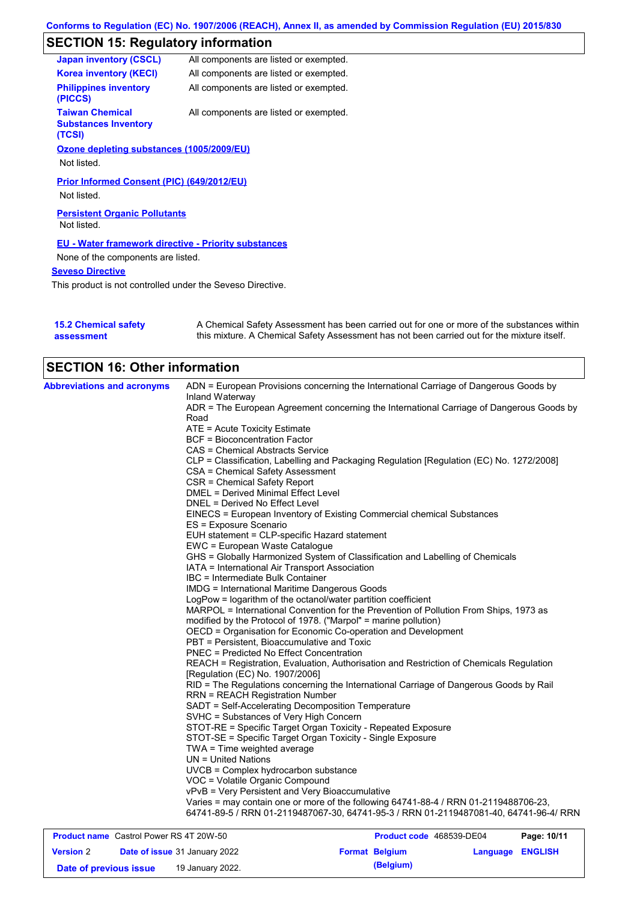## SECTION 15: Regulatory information

| | |
|---|---|
| **Japan inventory (CSCL)** | All components are listed or exempted. |
| **Korea inventory (KECI)** | All components are listed or exempted. |
| **Philippines inventory (PICCS)** | All components are listed or exempted. |
| **Taiwan Chemical Substances Inventory (TCSI)** | All components are listed or exempted. |

**Ozone depleting substances (1005/2009/EU)**

Not listed.

**Prior Informed Consent (PIC) (649/2012/EU)**

Not listed.

**Persistent Organic Pollutants**

Not listed.

**EU - Water framework directive - Priority substances**

None of the components are listed.

**Seveso Directive**

This product is not controlled under the Seveso Directive.

**15.2 Chemical safety assessment**

A Chemical Safety Assessment has been carried out for one or more of the substances within this mixture. A Chemical Safety Assessment has not been carried out for the mixture itself.

## SECTION 16: Other information

**Abbreviations and acronyms**

ADN = European Provisions concerning the International Carriage of Dangerous Goods by Inland Waterway
ADR = The European Agreement concerning the International Carriage of Dangerous Goods by Road
ATE = Acute Toxicity Estimate
BCF = Bioconcentration Factor
CAS = Chemical Abstracts Service
CLP = Classification, Labelling and Packaging Regulation [Regulation (EC) No. 1272/2008]
CSA = Chemical Safety Assessment
CSR = Chemical Safety Report
DMEL = Derived Minimal Effect Level
DNEL = Derived No Effect Level
EINECS = European Inventory of Existing Commercial chemical Substances
ES = Exposure Scenario
EUH statement = CLP-specific Hazard statement
EWC = European Waste Catalogue
GHS = Globally Harmonized System of Classification and Labelling of Chemicals
IATA = International Air Transport Association
IBC = Intermediate Bulk Container
IMDG = International Maritime Dangerous Goods
LogPow = logarithm of the octanol/water partition coefficient
MARPOL = International Convention for the Prevention of Pollution From Ships, 1973 as modified by the Protocol of 1978. ("Marpol" = marine pollution)
OECD = Organisation for Economic Co-operation and Development
PBT = Persistent, Bioaccumulative and Toxic
PNEC = Predicted No Effect Concentration
REACH = Registration, Evaluation, Authorisation and Restriction of Chemicals Regulation [Regulation (EC) No. 1907/2006]
RID = The Regulations concerning the International Carriage of Dangerous Goods by Rail
RRN = REACH Registration Number
SADT = Self-Accelerating Decomposition Temperature
SVHC = Substances of Very High Concern
STOT-RE = Specific Target Organ Toxicity - Repeated Exposure
STOT-SE = Specific Target Organ Toxicity - Single Exposure
TWA = Time weighted average
UN = United Nations
UVCB = Complex hydrocarbon substance
VOC = Volatile Organic Compound
vPvB = Very Persistent and Very Bioaccumulative
Varies = may contain one or more of the following 64741-88-4 / RRN 01-2119488706-23, 64741-89-5 / RRN 01-2119487067-30, 64741-95-3 / RRN 01-2119487081-40, 64741-96-4/ RRN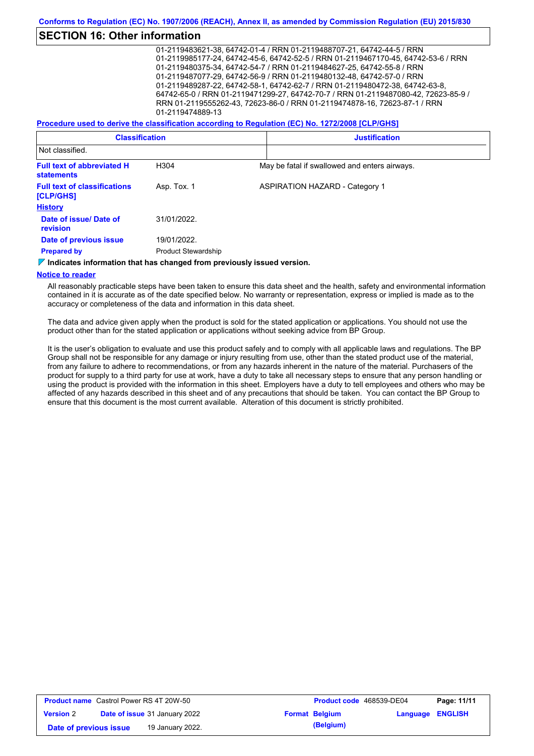## SECTION 16: Other information

01-2119483621-38, 64742-01-4 / RRN 01-2119488707-21, 64742-44-5 / RRN 01-2119985177-24, 64742-45-6, 64742-52-5 / RRN 01-2119467170-45, 64742-53-6 / RRN 01-2119480375-34, 64742-54-7 / RRN 01-2119484627-25, 64742-55-8 / RRN 01-2119487077-29, 64742-56-9 / RRN 01-2119480132-48, 64742-57-0 / RRN 01-2119489287-22, 64742-58-1, 64742-62-7 / RRN 01-2119480472-38, 64742-63-8, 64742-65-0 / RRN 01-2119471299-27, 64742-70-7 / RRN 01-2119487080-42, 72623-85-9 / RRN 01-2119555262-43, 72623-86-0 / RRN 01-2119474878-16, 72623-87-1 / RRN 01-2119474889-13

**Procedure used to derive the classification according to Regulation (EC) No. 1272/2008 [CLP/GHS]**

| Classification | Justification |
|---|---|
| Not classified. | |

| | | |
|---|---|---|
| **Full text of abbreviated H statements** | H304 | May be fatal if swallowed and enters airways. |
| **Full text of classifications [CLP/GHS]** | Asp. Tox. 1 | ASPIRATION HAZARD - Category 1 |

**History**

| | |
|---|---|
| **Date of issue/ Date of revision** | 31/01/2022. |
| **Date of previous issue** | 19/01/2022. |
| **Prepared by** | Product Stewardship |

**Indicates information that has changed from previously issued version.**

**Notice to reader**

All reasonably practicable steps have been taken to ensure this data sheet and the health, safety and environmental information contained in it is accurate as of the date specified below. No warranty or representation, express or implied is made as to the accuracy or completeness of the data and information in this data sheet.

The data and advice given apply when the product is sold for the stated application or applications. You should not use the product other than for the stated application or applications without seeking advice from BP Group.

It is the user's obligation to evaluate and use this product safely and to comply with all applicable laws and regulations. The BP Group shall not be responsible for any damage or injury resulting from use, other than the stated product use of the material, from any failure to adhere to recommendations, or from any hazards inherent in the nature of the material. Purchasers of the product for supply to a third party for use at work, have a duty to take all necessary steps to ensure that any person handling or using the product is provided with the information in this sheet. Employers have a duty to tell employees and others who may be affected of any hazards described in this sheet and of any precautions that should be taken. You can contact the BP Group to ensure that this document is the most current available. Alteration of this document is strictly prohibited.